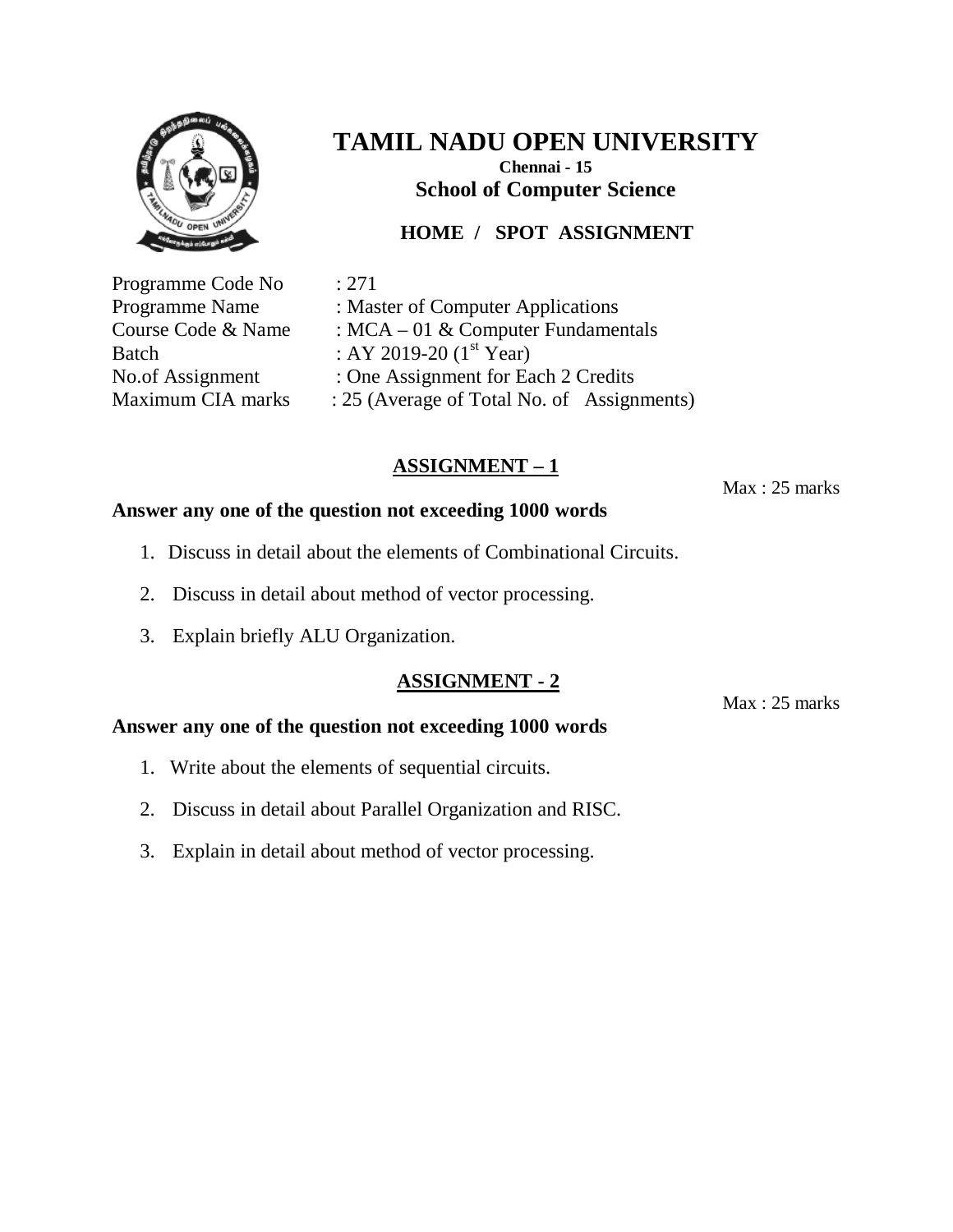# TAMIL NADU OPEN UNIVERSITY

**Chennai - 15**

**School of Computer Science**

**HOME / SPOT ASSIGNMENT**

Programme Code No : 271
Programme Name : Master of Computer Applications
Course Code & Name : MCA – 01 & Computer Fundamentals
Batch : AY 2019-20 (1st Year)
No.of Assignment : One Assignment for Each 2 Credits
Maximum CIA marks : 25 (Average of Total No. of Assignments)

## ASSIGNMENT – 1

Max : 25 marks

**Answer any one of the question not exceeding 1000 words**

1. Discuss in detail about the elements of Combinational Circuits.
2. Discuss in detail about method of vector processing.
3. Explain briefly ALU Organization.

## ASSIGNMENT - 2

Max : 25 marks

**Answer any one of the question not exceeding 1000 words**

1. Write about the elements of sequential circuits.
2. Discuss in detail about Parallel Organization and RISC.
3. Explain in detail about method of vector processing.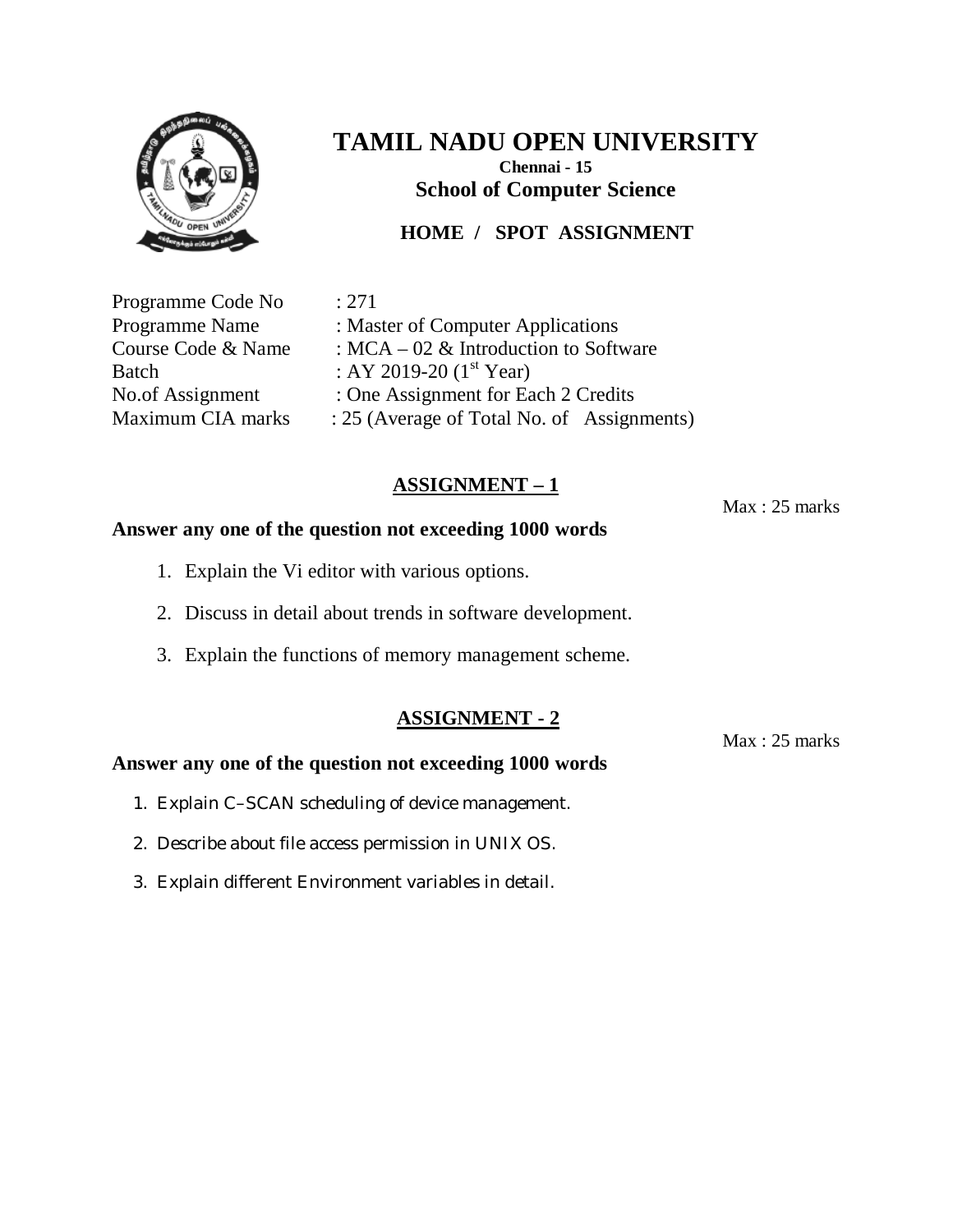# TAMIL NADU OPEN UNIVERSITY

**Chennai - 15**

**School of Computer Science**

**HOME / SPOT ASSIGNMENT**

| | |
|---|---|
| Programme Code No | : 271 |
| Programme Name | : Master of Computer Applications |
| Course Code & Name | : MCA – 02 & Introduction to Software |
| Batch | : AY 2019-20 (1st Year) |
| No.of Assignment | : One Assignment for Each 2 Credits |
| Maximum CIA marks | : 25 (Average of Total No. of Assignments) |

## ASSIGNMENT – 1

Max : 25 marks

**Answer any one of the question not exceeding 1000 words**

1. Explain the Vi editor with various options.
2. Discuss in detail about trends in software development.
3. Explain the functions of memory management scheme.

## ASSIGNMENT - 2

Max : 25 marks

**Answer any one of the question not exceeding 1000 words**

1. Explain C–SCAN scheduling of device management.
2. Describe about file access permission in UNIX OS.
3. Explain different Environment variables in detail.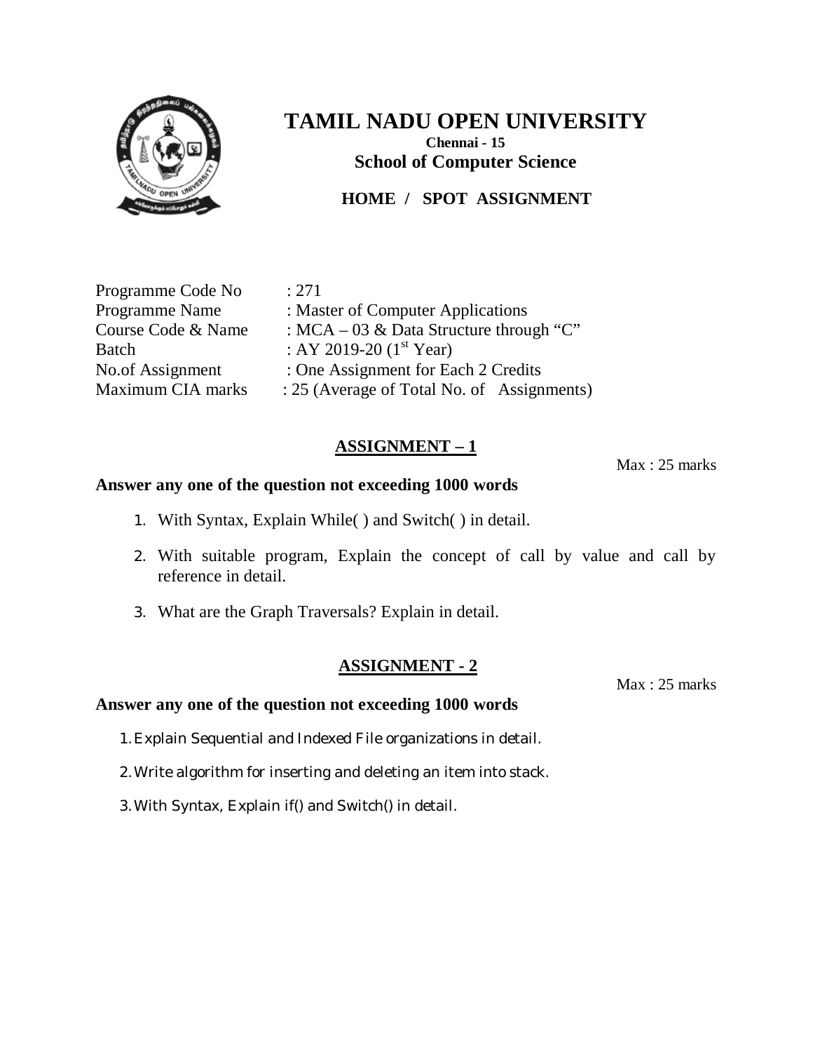# TAMIL NADU OPEN UNIVERSITY

**Chennai - 15**

**School of Computer Science**

**HOME / SPOT ASSIGNMENT**

| | |
|---|---|
| Programme Code No | : 271 |
| Programme Name | : Master of Computer Applications |
| Course Code & Name | : MCA – 03 & Data Structure through "C" |
| Batch | : AY 2019-20 (1st Year) |
| No.of Assignment | : One Assignment for Each 2 Credits |
| Maximum CIA marks | : 25 (Average of Total No. of Assignments) |

## ASSIGNMENT – 1

Max : 25 marks

**Answer any one of the question not exceeding 1000 words**

1. With Syntax, Explain While( ) and Switch( ) in detail.
2. With suitable program, Explain the concept of call by value and call by reference in detail.
3. What are the Graph Traversals? Explain in detail.

## ASSIGNMENT - 2

Max : 25 marks

**Answer any one of the question not exceeding 1000 words**

1. Explain Sequential and Indexed File organizations in detail.
2. Write algorithm for inserting and deleting an item into stack.
3. With Syntax, Explain if() and Switch() in detail.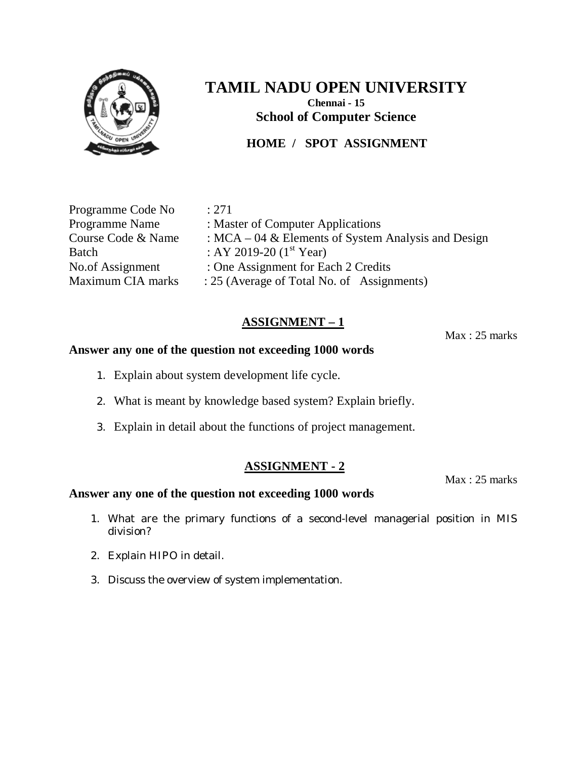# TAMIL NADU OPEN UNIVERSITY

**Chennai - 15**

**School of Computer Science**

**HOME / SPOT ASSIGNMENT**

| | |
|---|---|
| Programme Code No | : 271 |
| Programme Name | : Master of Computer Applications |
| Course Code & Name | : MCA – 04 & Elements of System Analysis and Design |
| Batch | : AY 2019-20 (1st Year) |
| No.of Assignment | : One Assignment for Each 2 Credits |
| Maximum CIA marks | : 25 (Average of Total No. of Assignments) |

## ASSIGNMENT – 1

Max : 25 marks

**Answer any one of the question not exceeding 1000 words**

1. Explain about system development life cycle.
2. What is meant by knowledge based system? Explain briefly.
3. Explain in detail about the functions of project management.

## ASSIGNMENT - 2

Max : 25 marks

**Answer any one of the question not exceeding 1000 words**

1. What are the primary functions of a second-level managerial position in MIS division?
2. Explain HIPO in detail.
3. Discuss the overview of system implementation.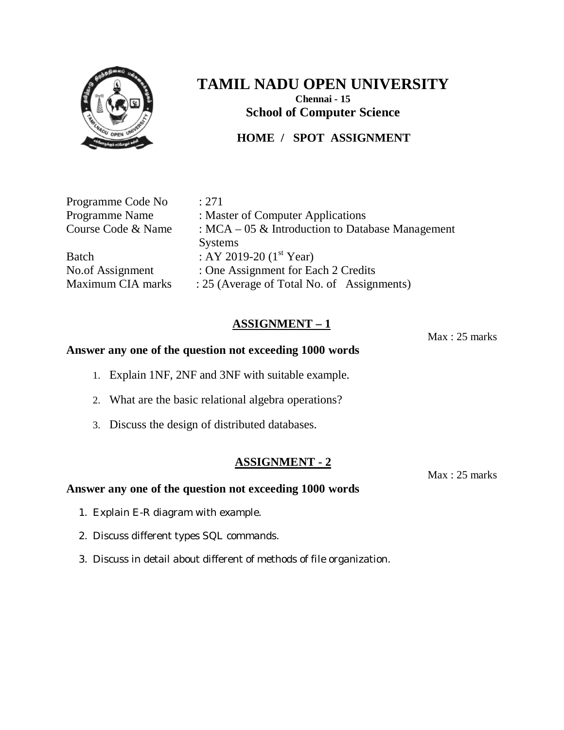# TAMIL NADU OPEN UNIVERSITY

**Chennai - 15**

**School of Computer Science**

**HOME / SPOT ASSIGNMENT**

Programme Code No : 271
Programme Name : Master of Computer Applications
Course Code & Name : MCA – 05 & Introduction to Database Management Systems
Batch : AY 2019-20 (1st Year)
No.of Assignment : One Assignment for Each 2 Credits
Maximum CIA marks : 25 (Average of Total No. of Assignments)

## ASSIGNMENT – 1

Max : 25 marks

**Answer any one of the question not exceeding 1000 words**

1. Explain 1NF, 2NF and 3NF with suitable example.
2. What are the basic relational algebra operations?
3. Discuss the design of distributed databases.

## ASSIGNMENT - 2

Max : 25 marks

**Answer any one of the question not exceeding 1000 words**

1. Explain E-R diagram with example.
2. Discuss different types SQL commands.
3. Discuss in detail about different of methods of file organization.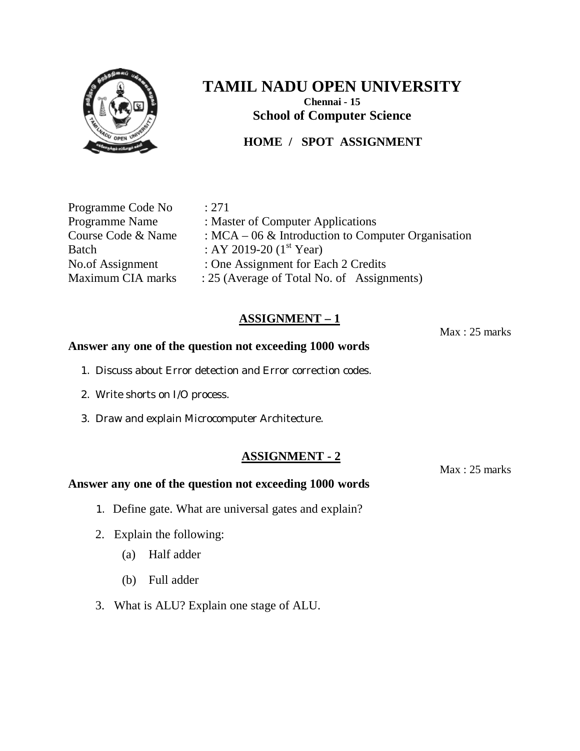# TAMIL NADU OPEN UNIVERSITY

**Chennai - 15**

**School of Computer Science**

**HOME / SPOT ASSIGNMENT**

| | |
|---|---|
| Programme Code No | : 271 |
| Programme Name | : Master of Computer Applications |
| Course Code & Name | : MCA – 06 & Introduction to Computer Organisation |
| Batch | : AY 2019-20 ($1^{st}$ Year) |
| No.of Assignment | : One Assignment for Each 2 Credits |
| Maximum CIA marks | : 25 (Average of Total No. of Assignments) |

## ASSIGNMENT – 1

Max : 25 marks

**Answer any one of the question not exceeding 1000 words**

1. Discuss about Error detection and Error correction codes.
2. Write shorts on I/O process.
3. Draw and explain Microcomputer Architecture.

## ASSIGNMENT - 2

Max : 25 marks

**Answer any one of the question not exceeding 1000 words**

1. Define gate. What are universal gates and explain?
2. Explain the following:
   (a) Half adder
   (b) Full adder
3. What is ALU? Explain one stage of ALU.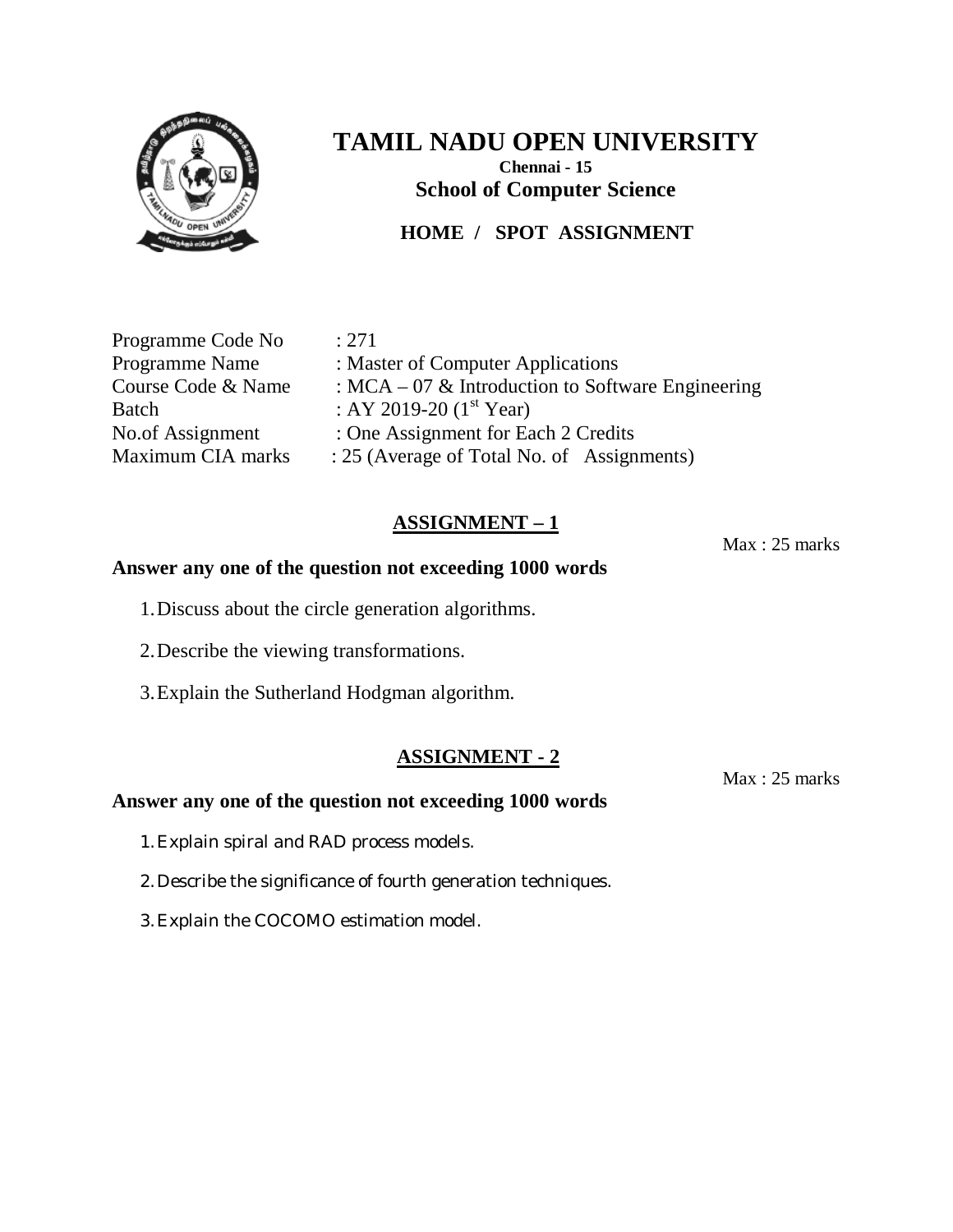# TAMIL NADU OPEN UNIVERSITY

**Chennai - 15**

**School of Computer Science**

**HOME / SPOT ASSIGNMENT**

Programme Code No : 271
Programme Name : Master of Computer Applications
Course Code & Name : MCA – 07 & Introduction to Software Engineering
Batch : AY 2019-20 ($1^{st}$ Year)
No.of Assignment : One Assignment for Each 2 Credits
Maximum CIA marks : 25 (Average of Total No. of Assignments)

## ASSIGNMENT – 1

Max : 25 marks

**Answer any one of the question not exceeding 1000 words**

1. Discuss about the circle generation algorithms.
2. Describe the viewing transformations.
3. Explain the Sutherland Hodgman algorithm.

## ASSIGNMENT - 2

Max : 25 marks

**Answer any one of the question not exceeding 1000 words**

1. Explain spiral and RAD process models.
2. Describe the significance of fourth generation techniques.
3. Explain the COCOMO estimation model.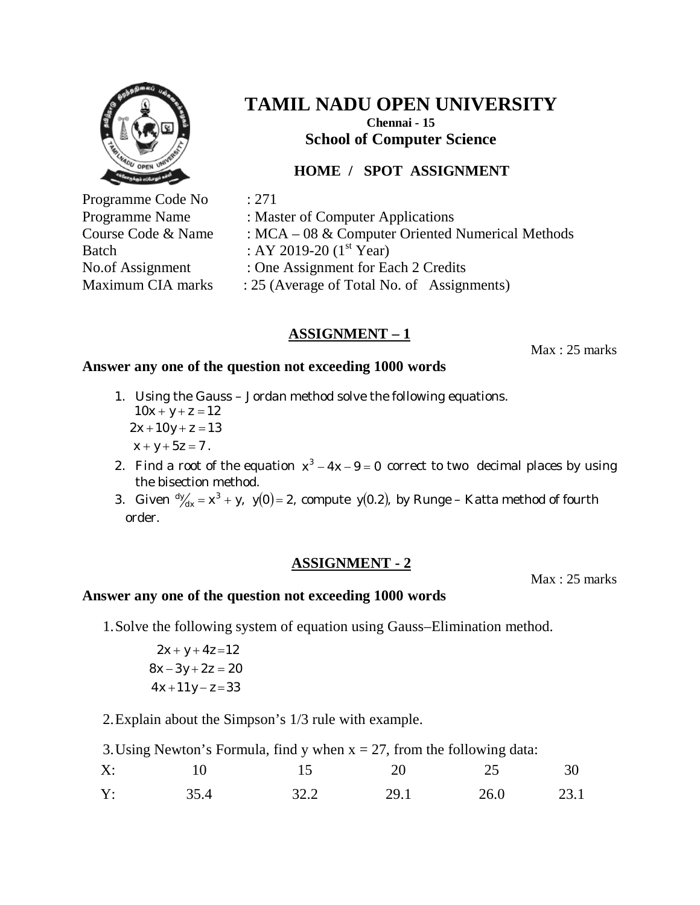# TAMIL NADU OPEN UNIVERSITY

**Chennai - 15**

**School of Computer Science**

**HOME / SPOT ASSIGNMENT**

Programme Code No : 271
Programme Name : Master of Computer Applications
Course Code & Name : MCA – 08 & Computer Oriented Numerical Methods
Batch : AY 2019-20 (1st Year)
No.of Assignment : One Assignment for Each 2 Credits
Maximum CIA marks : 25 (Average of Total No. of Assignments)

## ASSIGNMENT – 1

Max : 25 marks

**Answer any one of the question not exceeding 1000 words**

1. Using the Gauss – Jordan method solve the following equations.
   $10x + y + z = 12$
   $2x + 10y + z = 13$
   $x + y + 5z = 7$.
2. Find a root of the equation $x^3 - 4x - 9 = 0$ correct to two decimal places by using the bisection method.
3. Given $dy/dx = x^3 + y, \; y(0) = 2$, compute $y(0.2)$, by Runge – Katta method of fourth order.

## ASSIGNMENT - 2

Max : 25 marks

**Answer any one of the question not exceeding 1000 words**

1. Solve the following system of equation using Gauss–Elimination method.
   $2x + y + 4z = 12$
   $8x - 3y + 2z = 20$
   $4x + 11y - z = 33$
2. Explain about the Simpson's 1/3 rule with example.
3. Using Newton's Formula, find y when x = 27, from the following data:

| X: | 10 | 15 | 20 | 25 | 30 |
|---|---|---|---|---|---|
| Y: | 35.4 | 32.2 | 29.1 | 26.0 | 23.1 |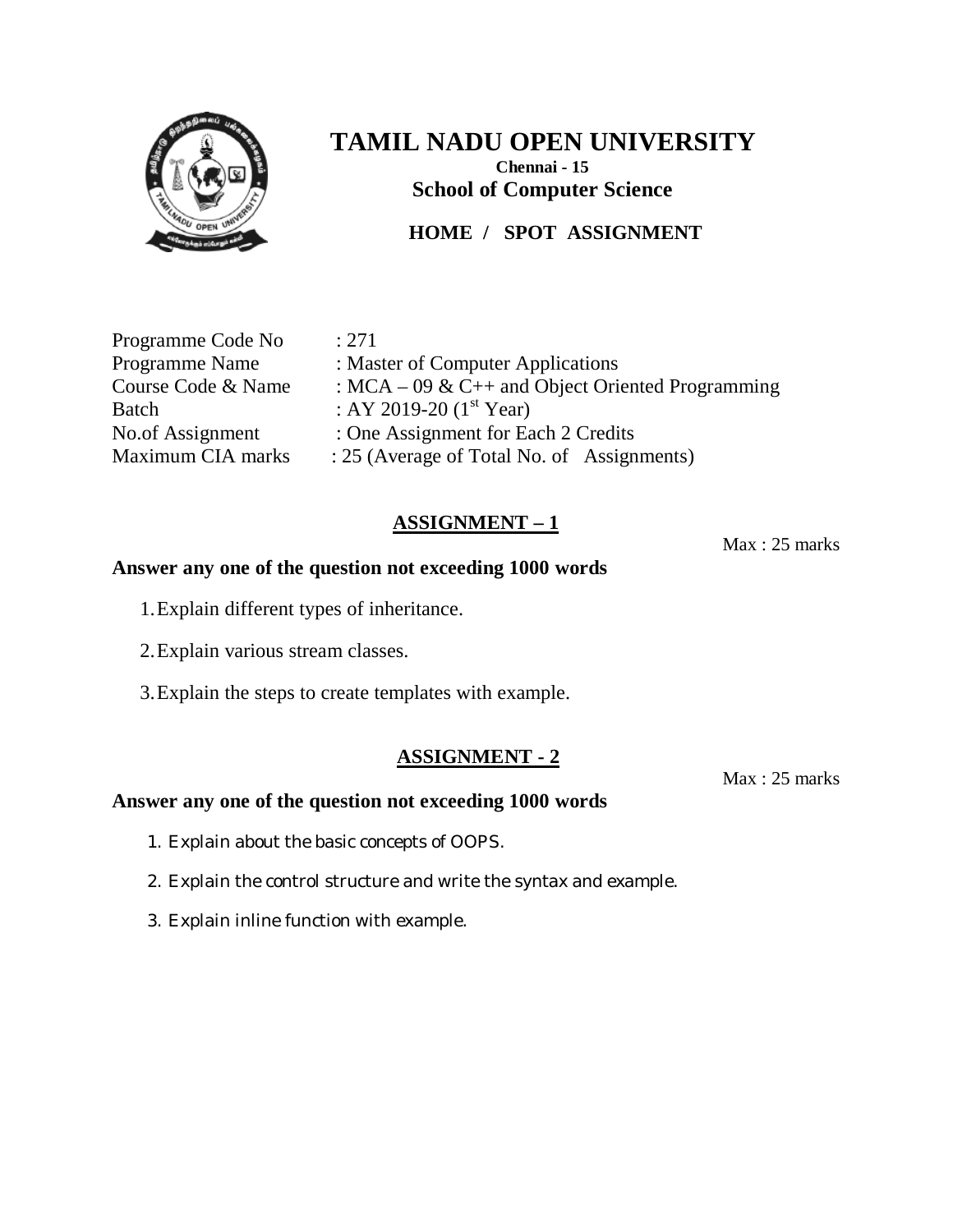# TAMIL NADU OPEN UNIVERSITY

**Chennai - 15**

**School of Computer Science**

**HOME / SPOT ASSIGNMENT**

Programme Code No : 271
Programme Name : Master of Computer Applications
Course Code & Name : MCA – 09 & C++ and Object Oriented Programming
Batch : AY 2019-20 ($1^{st}$ Year)
No.of Assignment : One Assignment for Each 2 Credits
Maximum CIA marks : 25 (Average of Total No. of Assignments)

## ASSIGNMENT – 1

Max : 25 marks

**Answer any one of the question not exceeding 1000 words**

1. Explain different types of inheritance.
2. Explain various stream classes.
3. Explain the steps to create templates with example.

## ASSIGNMENT - 2

Max : 25 marks

**Answer any one of the question not exceeding 1000 words**

1. Explain about the basic concepts of OOPS.
2. Explain the control structure and write the syntax and example.
3. Explain inline function with example.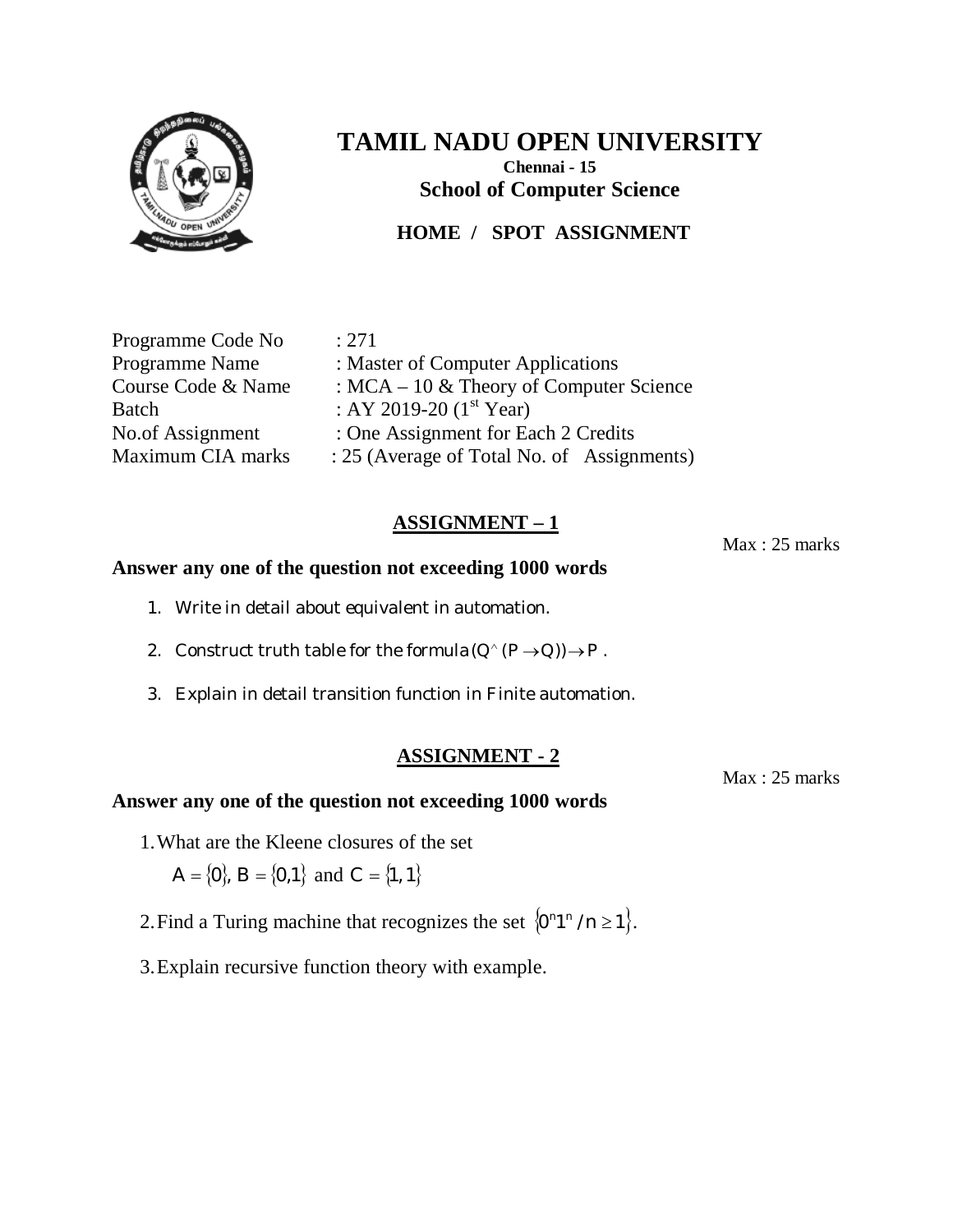# TAMIL NADU OPEN UNIVERSITY

**Chennai - 15**

**School of Computer Science**

**HOME / SPOT ASSIGNMENT**

| | |
|---|---|
| Programme Code No | : 271 |
| Programme Name | : Master of Computer Applications |
| Course Code & Name | : MCA – 10 & Theory of Computer Science |
| Batch | : AY 2019-20 (1st Year) |
| No.of Assignment | : One Assignment for Each 2 Credits |
| Maximum CIA marks | : 25 (Average of Total No. of Assignments) |

## ASSIGNMENT – 1

Max : 25 marks

**Answer any one of the question not exceeding 1000 words**

1. Write in detail about equivalent in automation.
2. Construct truth table for the formula $(Q \wedge (P \rightarrow Q)) \rightarrow P$ .
3. Explain in detail transition function in Finite automation.

## ASSIGNMENT - 2

Max : 25 marks

**Answer any one of the question not exceeding 1000 words**

1. What are the Kleene closures of the set $A = \{0\}$, $B = \{0,1\}$ and $C = \{1,1\}$
2. Find a Turing machine that recognizes the set $\{0^n 1^n / n \geq 1\}$.
3. Explain recursive function theory with example.